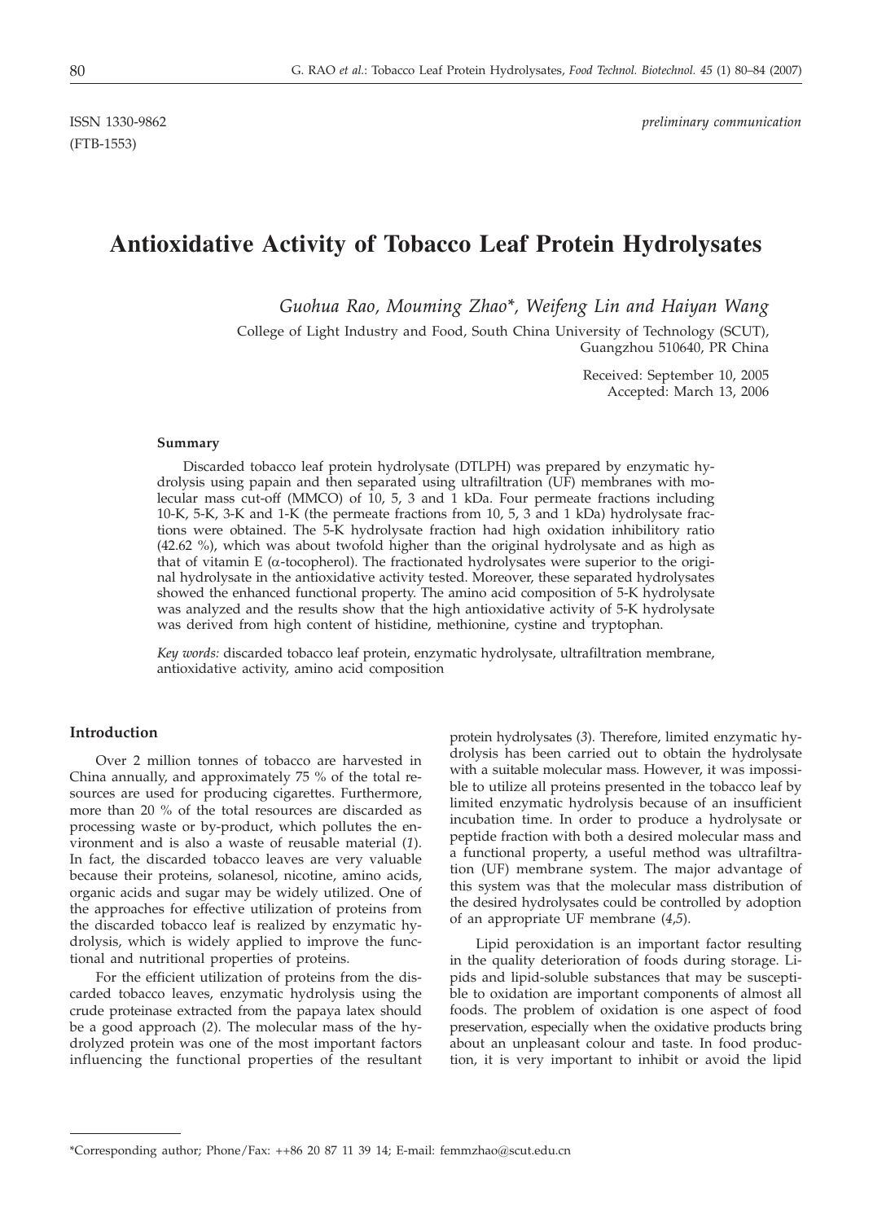ISSN 1330-9862 *preliminary communication*
(FTB-1553)

# Antioxidative Activity of Tobacco Leaf Protein Hydrolysates

*Guohua Rao, Mouming Zhao\*, Weifeng Lin and Haiyan Wang*

College of Light Industry and Food, South China University of Technology (SCUT), Guangzhou 510640, PR China

Received: September 10, 2005
Accepted: March 13, 2006

#### Summary

Discarded tobacco leaf protein hydrolysate (DTLPH) was prepared by enzymatic hydrolysis using papain and then separated using ultrafiltration (UF) membranes with molecular mass cut-off (MMCO) of 10, 5, 3 and 1 kDa. Four permeate fractions including 10-K, 5-K, 3-K and 1-K (the permeate fractions from 10, 5, 3 and 1 kDa) hydrolysate fractions were obtained. The 5-K hydrolysate fraction had high oxidation inhibitory ratio (42.62 %), which was about twofold higher than the original hydrolysate and as high as that of vitamin E (α-tocopherol). The fractionated hydrolysates were superior to the original hydrolysate in the antioxidative activity tested. Moreover, these separated hydrolysates showed the enhanced functional property. The amino acid composition of 5-K hydrolysate was analyzed and the results show that the high antioxidative activity of 5-K hydrolysate was derived from high content of histidine, methionine, cystine and tryptophan.

*Key words:* discarded tobacco leaf protein, enzymatic hydrolysate, ultrafiltration membrane, antioxidative activity, amino acid composition

## Introduction

Over 2 million tonnes of tobacco are harvested in China annually, and approximately 75 % of the total resources are used for producing cigarettes. Furthermore, more than 20 % of the total resources are discarded as processing waste or by-product, which pollutes the environment and is also a waste of reusable material (*1*). In fact, the discarded tobacco leaves are very valuable because their proteins, solanesol, nicotine, amino acids, organic acids and sugar may be widely utilized. One of the approaches for effective utilization of proteins from the discarded tobacco leaf is realized by enzymatic hydrolysis, which is widely applied to improve the functional and nutritional properties of proteins.

For the efficient utilization of proteins from the discarded tobacco leaves, enzymatic hydrolysis using the crude proteinase extracted from the papaya latex should be a good approach (*2*). The molecular mass of the hydrolyzed protein was one of the most important factors influencing the functional properties of the resultant protein hydrolysates (*3*). Therefore, limited enzymatic hydrolysis has been carried out to obtain the hydrolysate with a suitable molecular mass. However, it was impossible to utilize all proteins presented in the tobacco leaf by limited enzymatic hydrolysis because of an insufficient incubation time. In order to produce a hydrolysate or peptide fraction with both a desired molecular mass and a functional property, a useful method was ultrafiltration (UF) membrane system. The major advantage of this system was that the molecular mass distribution of the desired hydrolysates could be controlled by adoption of an appropriate UF membrane (*4,5*).

Lipid peroxidation is an important factor resulting in the quality deterioration of foods during storage. Lipids and lipid-soluble substances that may be susceptible to oxidation are important components of almost all foods. The problem of oxidation is one aspect of food preservation, especially when the oxidative products bring about an unpleasant colour and taste. In food production, it is very important to inhibit or avoid the lipid

---

\*Corresponding author; Phone/Fax: ++86 20 87 11 39 14; E-mail: femmzhao@scut.edu.cn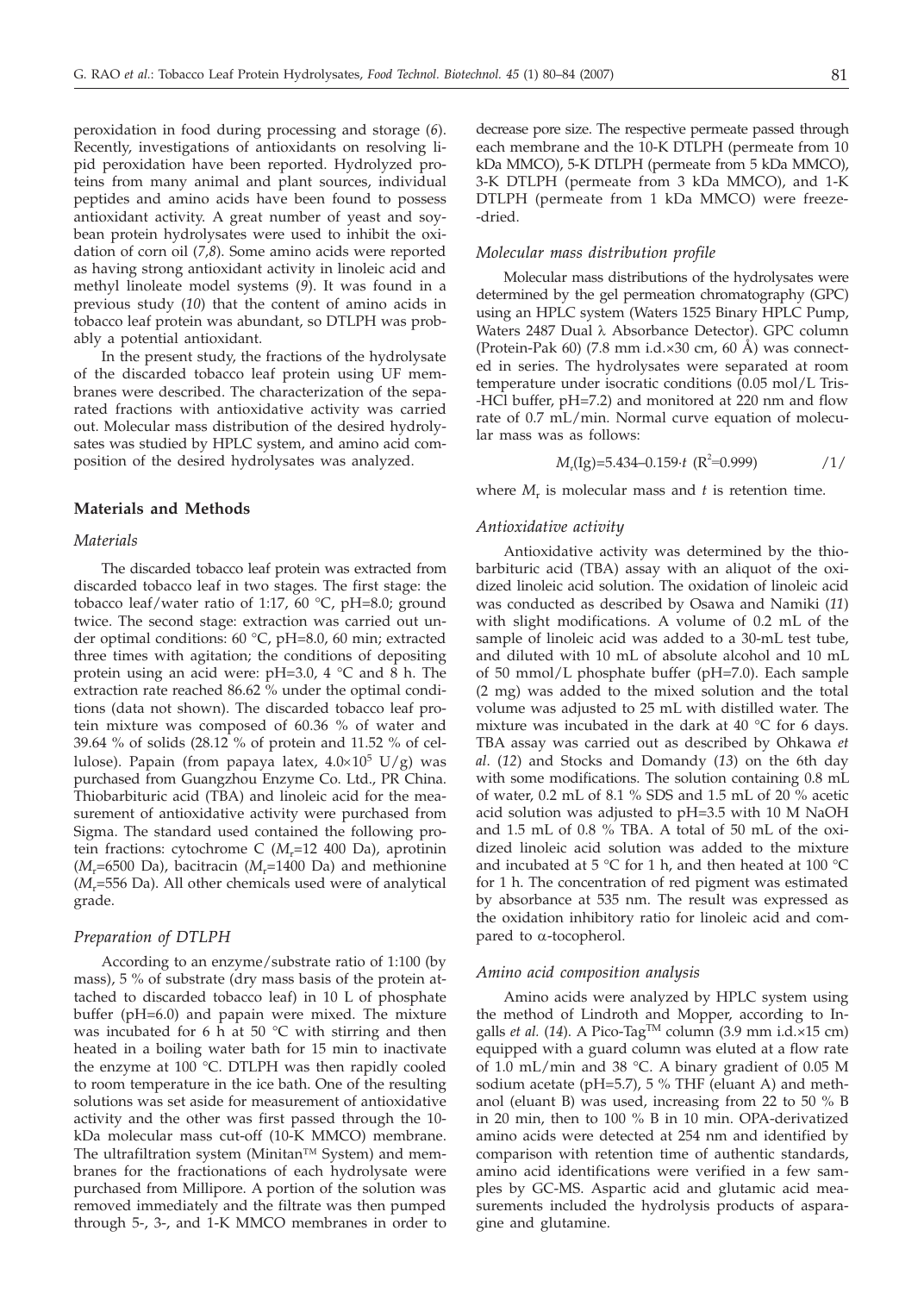peroxidation in food during processing and storage (*6*). Recently, investigations of antioxidants on resolving lipid peroxidation have been reported. Hydrolyzed proteins from many animal and plant sources, individual peptides and amino acids have been found to possess antioxidant activity. A great number of yeast and soybean protein hydrolysates were used to inhibit the oxidation of corn oil (*7,8*). Some amino acids were reported as having strong antioxidant activity in linoleic acid and methyl linoleate model systems (*9*). It was found in a previous study (*10*) that the content of amino acids in tobacco leaf protein was abundant, so DTLPH was probably a potential antioxidant.

In the present study, the fractions of the hydrolysate of the discarded tobacco leaf protein using UF membranes were described. The characterization of the separated fractions with antioxidative activity was carried out. Molecular mass distribution of the desired hydrolysates was studied by HPLC system, and amino acid composition of the desired hydrolysates was analyzed.

## Materials and Methods

### *Materials*

The discarded tobacco leaf protein was extracted from discarded tobacco leaf in two stages. The first stage: the tobacco leaf/water ratio of 1:17, 60 °C, pH=8.0; ground twice. The second stage: extraction was carried out under optimal conditions: 60 °C, pH=8.0, 60 min; extracted three times with agitation; the conditions of depositing protein using an acid were: pH=3.0, 4 °C and 8 h. The extraction rate reached 86.62 % under the optimal conditions (data not shown). The discarded tobacco leaf protein mixture was composed of 60.36 % of water and 39.64 % of solids (28.12 % of protein and 11.52 % of cellulose). Papain (from papaya latex, $4.0\times10^5$ U/g) was purchased from Guangzhou Enzyme Co. Ltd., PR China. Thiobarbituric acid (TBA) and linoleic acid for the measurement of antioxidative activity were purchased from Sigma. The standard used contained the following protein fractions: cytochrome C ($M_r$=12 400 Da), aprotinin ($M_r$=6500 Da), bacitracin ($M_r$=1400 Da) and methionine ($M_r$=556 Da). All other chemicals used were of analytical grade.

### *Preparation of DTLPH*

According to an enzyme/substrate ratio of 1:100 (by mass), 5 % of substrate (dry mass basis of the protein attached to discarded tobacco leaf) in 10 L of phosphate buffer (pH=6.0) and papain were mixed. The mixture was incubated for 6 h at 50 °C with stirring and then heated in a boiling water bath for 15 min to inactivate the enzyme at 100 °C. DTLPH was then rapidly cooled to room temperature in the ice bath. One of the resulting solutions was set aside for measurement of antioxidative activity and the other was first passed through the 10-kDa molecular mass cut-off (10-K MMCO) membrane. The ultrafiltration system (Minitan™ System) and membranes for the fractionations of each hydrolysate were purchased from Millipore. A portion of the solution was removed immediately and the filtrate was then pumped through 5-, 3-, and 1-K MMCO membranes in order to decrease pore size. The respective permeate passed through each membrane and the 10-K DTLPH (permeate from 10 kDa MMCO), 5-K DTLPH (permeate from 5 kDa MMCO), 3-K DTLPH (permeate from 3 kDa MMCO), and 1-K DTLPH (permeate from 1 kDa MMCO) were freeze-dried.

### *Molecular mass distribution profile*

Molecular mass distributions of the hydrolysates were determined by the gel permeation chromatography (GPC) using an HPLC system (Waters 1525 Binary HPLC Pump, Waters 2487 Dual λ Absorbance Detector). GPC column (Protein-Pak 60) (7.8 mm i.d.×30 cm, 60 Å) was connected in series. The hydrolysates were separated at room temperature under isocratic conditions (0.05 mol/L Tris-HCl buffer, pH=7.2) and monitored at 220 nm and flow rate of 0.7 mL/min. Normal curve equation of molecular mass was as follows:

$$M_r(\mathrm{lg})=5.434-0.159\cdot t \quad (R^2=0.999) \qquad /1/$$

where $M_r$ is molecular mass and $t$ is retention time.

### *Antioxidative activity*

Antioxidative activity was determined by the thiobarbituric acid (TBA) assay with an aliquot of the oxidized linoleic acid solution. The oxidation of linoleic acid was conducted as described by Osawa and Namiki (*11*) with slight modifications. A volume of 0.2 mL of the sample of linoleic acid was added to a 30-mL test tube, and diluted with 10 mL of absolute alcohol and 10 mL of 50 mmol/L phosphate buffer (pH=7.0). Each sample (2 mg) was added to the mixed solution and the total volume was adjusted to 25 mL with distilled water. The mixture was incubated in the dark at 40 °C for 6 days. TBA assay was carried out as described by Ohkawa *et al.* (*12*) and Stocks and Domandy (*13*) on the 6th day with some modifications. The solution containing 0.8 mL of water, 0.2 mL of 8.1 % SDS and 1.5 mL of 20 % acetic acid solution was adjusted to pH=3.5 with 10 M NaOH and 1.5 mL of 0.8 % TBA. A total of 50 mL of the oxidized linoleic acid was added to the mixture and incubated at 5 °C for 1 h, and then heated at 100 °C for 1 h. The concentration of red pigment was estimated by absorbance at 535 nm. The result was expressed as the oxidation inhibitory ratio for linoleic acid and compared to α-tocopherol.

### *Amino acid composition analysis*

Amino acids were analyzed by HPLC system using the method of Lindroth and Mopper, according to Ingalls *et al.* (*14*). A Pico-Tag™ column (3.9 mm i.d.×15 cm) equipped with a guard column was eluted at a flow rate of 1.0 mL/min and 38 °C. A binary gradient of 0.05 M sodium acetate (pH=5.7), 5 % THF (eluant A) and methanol (eluant B) was used, increasing from 22 to 50 % B in 20 min, then to 100 % B in 10 min. OPA-derivatized amino acids were detected at 254 nm and identified by comparison with retention time of authentic standards, amino acid identifications were verified in a few samples by GC-MS. Aspartic acid and glutamic acid measurements included the hydrolysis products of asparagine and glutamine.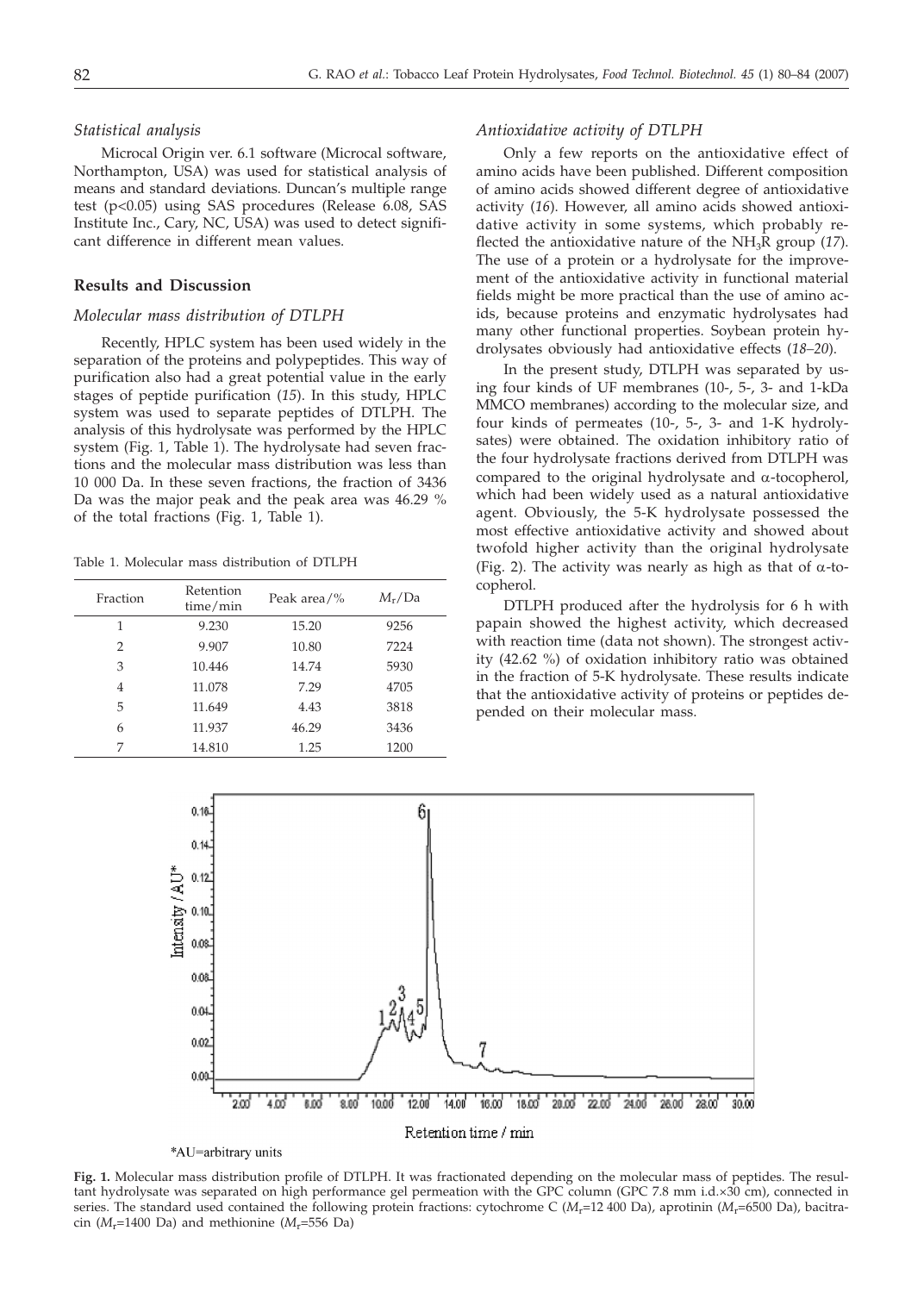*Statistical analysis*

Microcal Origin ver. 6.1 software (Microcal software, Northampton, USA) was used for statistical analysis of means and standard deviations. Duncan's multiple range test ($p<0.05$) using SAS procedures (Release 6.08, SAS Institute Inc., Cary, NC, USA) was used to detect significant difference in different mean values.

## Results and Discussion

### *Molecular mass distribution of DTLPH*

Recently, HPLC system has been used widely in the separation of the proteins and polypeptides. This way of purification also had a great potential value in the early stages of peptide purification (*15*). In this study, HPLC system was used to separate peptides of DTLPH. The analysis of this hydrolysate was performed by the HPLC system (Fig. 1, Table 1). The hydrolysate had seven fractions and the molecular mass distribution was less than 10 000 Da. In these seven fractions, the fraction of 3436 Da was the major peak and the peak area was 46.29 % of the total fractions (Fig. 1, Table 1).

Table 1. Molecular mass distribution of DTLPH

| Fraction | Retention time/min | Peak area/% | $M_r$/Da |
|---|---|---|---|
| 1 | 9.230 | 15.20 | 9256 |
| 2 | 9.907 | 10.80 | 7224 |
| 3 | 10.446 | 14.74 | 5930 |
| 4 | 11.078 | 7.29 | 4705 |
| 5 | 11.649 | 4.43 | 3818 |
| 6 | 11.937 | 46.29 | 3436 |
| 7 | 14.810 | 1.25 | 1200 |

### *Antioxidative activity of DTLPH*

Only a few reports on the antioxidative effect of amino acids have been published. Different composition of amino acids showed different degree of antioxidative activity (*16*). However, all amino acids showed antioxidative activity in some systems, which probably reflected the antioxidative nature of the $NH_3R$ group (*17*). The use of a protein or a hydrolysate for the improvement of the antioxidative activity in functional material fields might be more practical than the use of amino acids, because proteins and enzymatic hydrolysates had many other functional properties. Soybean protein hydrolysates obviously had antioxidative effects (*18–20*).

In the present study, DTLPH was separated by using four kinds of UF membranes (10-, 5-, 3- and 1-kDa MMCO membranes) according to the molecular size, and four kinds of permeates (10-, 5-, 3- and 1-K hydrolysates) were obtained. The oxidation inhibitory ratio of the four hydrolysate fractions derived from DTLPH was compared to the original hydrolysate and α-tocopherol, which had been widely used as a natural antioxidative agent. Obviously, the 5-K hydrolysate possessed the most effective antioxidative activity and showed about twofold higher activity than the original hydrolysate (Fig. 2). The activity was nearly as high as that of α-tocopherol.

DTLPH produced after the hydrolysis for 6 h with papain showed the highest activity, which decreased with reaction time (data not shown). The strongest activity (42.62 %) of oxidation inhibitory ratio was obtained in the fraction of 5-K hydrolysate. These results indicate that the antioxidative activity of proteins or peptides depended on their molecular mass.

*AU=arbitrary units

**Fig. 1.** Molecular mass distribution profile of DTLPH. It was fractionated depending on the molecular mass of peptides. The resultant hydrolysate was separated on high performance gel permeation with the GPC column (GPC 7.8 mm i.d.×30 cm), connected in series. The standard used contained the following protein fractions: cytochrome C ($M_r$=12 400 Da), aprotinin ($M_r$=6500 Da), bacitracin ($M_r$=1400 Da) and methionine ($M_r$=556 Da)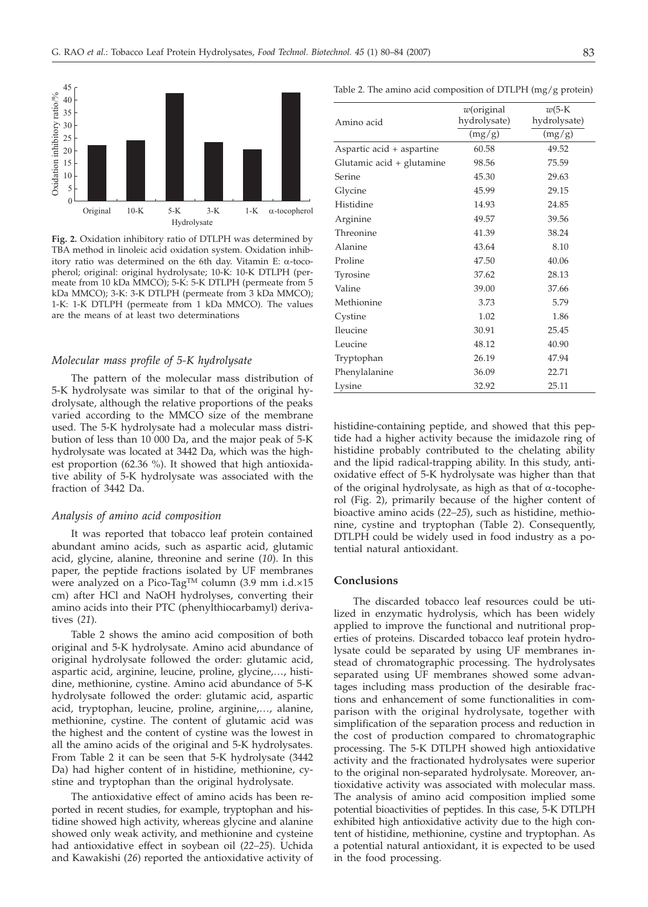**Fig. 2.** Oxidation inhibitory ratio of DTLPH was determined by TBA method in linoleic acid oxidation system. Oxidation inhibitory ratio was determined on the 6th day. Vitamin E: α-tocopherol; original: original hydrolysate; 10-K: 10-K DTLPH (permeate from 10 kDa MMCO); 5-K: 5-K DTLPH (permeate from 5 kDa MMCO); 3-K: 3-K DTLPH (permeate from 3 kDa MMCO); 1-K: 1-K DTLPH (permeate from 1 kDa MMCO). The values are the means of at least two determinations

### *Molecular mass profile of 5-K hydrolysate*

The pattern of the molecular mass distribution of 5-K hydrolysate was similar to that of the original hydrolysate, although the relative proportions of the peaks varied according to the MMCO size of the membrane used. The 5-K hydrolysate had a molecular mass distribution of less than 10 000 Da, and the major peak of 5-K hydrolysate was located at 3442 Da, which was the highest proportion (62.36 %). It showed that high antioxidative ability of 5-K hydrolysate was associated with the fraction of 3442 Da.

### *Analysis of amino acid composition*

It was reported that tobacco leaf protein contained abundant amino acids, such as aspartic acid, glutamic acid, glycine, alanine, threonine and serine (*10*). In this paper, the peptide fractions isolated by UF membranes were analyzed on a Pico-Tag™ column (3.9 mm i.d.×15 cm) after HCl and NaOH hydrolyses, converting their amino acids into their PTC (phenylthiocarbamyl) derivatives (*21*).

Table 2 shows the amino acid composition of both original and 5-K hydrolysate. Amino acid abundance of original hydrolysate followed the order: glutamic acid, aspartic acid, arginine, leucine, proline, glycine,…, histidine, methionine, cystine. Amino acid abundance of 5-K hydrolysate followed the order: glutamic acid, aspartic acid, tryptophan, leucine, proline, arginine,…, alanine, methionine, cystine. The content of glutamic acid was the highest and the content of cystine was the lowest in all the amino acids of the original and 5-K hydrolysates. From Table 2 it can be seen that 5-K hydrolysate (3442 Da) had higher content of in histidine, methionine, cystine and tryptophan than the original hydrolysate.

The antioxidative effect of amino acids has been reported in recent studies, for example, tryptophan and histidine showed high activity, whereas glycine and alanine showed only weak activity, and methionine and cysteine had antioxidative effect in soybean oil (*22–25*). Uchida and Kawakishi (*26*) reported the antioxidative activity of histidine-containing peptide, and showed that this peptide had a higher activity because the imidazole ring of histidine probably contributed to the chelating ability and the lipid radical-trapping ability. In this study, antioxidative effect of 5-K hydrolysate was higher than that of the original hydrolysate, as high as that of α-tocopherol (Fig. 2), primarily because of the higher content of bioactive amino acids (*22–25*), such as histidine, methionine, cystine and tryptophan (Table 2). Consequently, DTLPH could be widely used in food industry as a potential natural antioxidant.

Table 2. The amino acid composition of DTLPH (mg/g protein)

| Amino acid | *w*(original hydrolysate) (mg/g) | *w*(5-K hydrolysate) (mg/g) |
|---|---|---|
| Aspartic acid + aspartine | 60.58 | 49.52 |
| Glutamic acid + glutamine | 98.56 | 75.59 |
| Serine | 45.30 | 29.63 |
| Glycine | 45.99 | 29.15 |
| Histidine | 14.93 | 24.85 |
| Arginine | 49.57 | 39.56 |
| Threonine | 41.39 | 38.24 |
| Alanine | 43.64 | 8.10 |
| Proline | 47.50 | 40.06 |
| Tyrosine | 37.62 | 28.13 |
| Valine | 39.00 | 37.66 |
| Methionine | 3.73 | 5.79 |
| Cystine | 1.02 | 1.86 |
| Ileucine | 30.91 | 25.45 |
| Leucine | 48.12 | 40.90 |
| Tryptophan | 26.19 | 47.94 |
| Phenylalanine | 36.09 | 22.71 |
| Lysine | 32.92 | 25.11 |

## Conclusions

The discarded tobacco leaf resources could be utilized in enzymatic hydrolysis, which has been widely applied to improve the functional and nutritional properties of proteins. Discarded tobacco leaf protein hydrolysate could be separated by using UF membranes instead of chromatographic processing. The hydrolysates separated using UF membranes showed some advantages including mass production of the desirable fractions and enhancement of some functionalities in comparison with the original hydrolysate, together with simplification of the separation process and reduction in the cost of production compared to chromatographic processing. The 5-K DTLPH showed high antioxidative activity and the fractionated hydrolysates were superior to the original non-separated hydrolysate. Moreover, antioxidative activity was associated with molecular mass. The analysis of amino acid composition implied some potential bioactivities of peptides. In this case, 5-K DTLPH exhibited high antioxidative activity due to the high content of histidine, methionine, cystine and tryptophan. As a potential natural antioxidant, it is expected to be used in the food processing.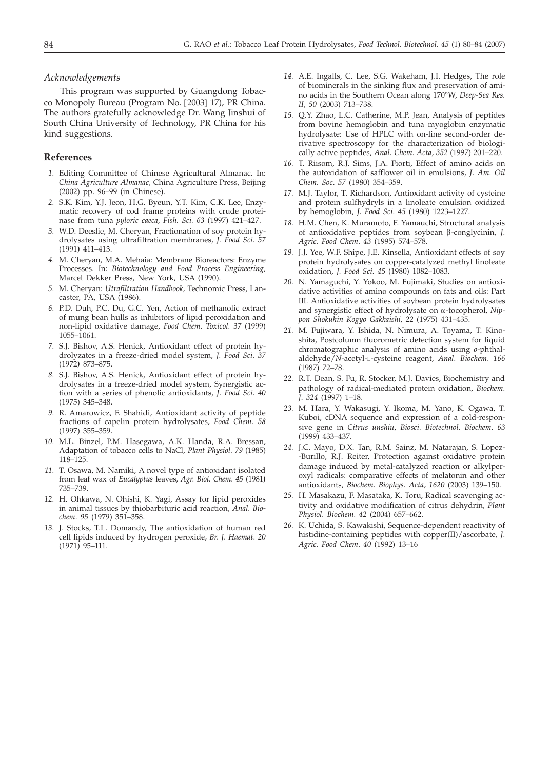## *Acknowledgements*

This program was supported by Guangdong Tobacco Monopoly Bureau (Program No. [2003] 17), PR China. The authors gratefully acknowledge Dr. Wang Jinshui of South China University of Technology, PR China for his kind suggestions.

## References

1. Editing Committee of Chinese Agricultural Almanac. In: *China Agriculture Almanac,* China Agriculture Press, Beijing (2002) pp. 96–99 (in Chinese).
2. S.K. Kim, Y.J. Jeon, H.G. Byeun, Y.T. Kim, C.K. Lee, Enzymatic recovery of cod frame proteins with crude proteinase from tuna *pyloric caeca*, *Fish. Sci. 63* (1997) 421–427.
3. W.D. Deeslie, M. Cheryan, Fractionation of soy protein hydrolysates using ultrafiltration membranes, *J. Food Sci. 57* (1991) 411–413.
4. M. Cheryan, M.A. Mehaia: Membrane Bioreactors: Enzyme Processes. In: *Biotechnology and Food Process Engineering,* Marcel Dekker Press, New York, USA (1990).
5. M. Cheryan: *Ultrafiltration Handbook,* Technomic Press, Lancaster, PA, USA (1986).
6. P.D. Duh, P.C. Du, G.C. Yen, Action of methanolic extract of mung bean hulls as inhibitors of lipid peroxidation and non-lipid oxidative damage, *Food Chem. Toxicol. 37* (1999) 1055–1061.
7. S.J. Bishov, A.S. Henick, Antioxidant effect of protein hydrolyzates in a freeze-dried model system, *J. Food Sci. 37* (1972) 873–875.
8. S.J. Bishov, A.S. Henick, Antioxidant effect of protein hydrolysates in a freeze-dried model system, Synergistic action with a series of phenolic antioxidants, *J. Food Sci. 40* (1975) 345–348.
9. R. Amarowicz, F. Shahidi, Antioxidant activity of peptide fractions of capelin protein hydrolysates, *Food Chem. 58* (1997) 355–359.
10. M.L. Binzel, P.M. Hasegawa, A.K. Handa, R.A. Bressan, Adaptation of tobacco cells to NaCl, *Plant Physiol. 79* (1985) 118–125.
11. T. Osawa, M. Namiki, A novel type of antioxidant isolated from leaf wax of *Eucalyptus* leaves, *Agr. Biol. Chem. 45* (1981) 735–739.
12. H. Ohkawa, N. Ohishi, K. Yagi, Assay for lipid peroxides in animal tissues by thiobarbituric acid reaction, *Anal. Biochem. 95* (1979) 351–358.
13. J. Stocks, T.L. Domandy, The antioxidation of human red cell lipids induced by hydrogen peroxide, *Br. J. Haemat. 20* (1971) 95–111.
14. A.E. Ingalls, C. Lee, S.G. Wakeham, J.I. Hedges, The role of biominerals in the sinking flux and preservation of amino acids in the Southern Ocean along 170°W, *Deep-Sea Res. II*, *50* (2003) 713–738.
15. Q.Y. Zhao, L.C. Catherine, M.P. Jean, Analysis of peptides from bovine hemoglobin and tuna myoglobin enzymatic hydrolysate: Use of HPLC with on-line second-order derivative spectroscopy for the characterization of biologically active peptides, *Anal. Chem. Acta*, *352* (1997) 201–220.
16. T. Riisom, R.J. Sims, J.A. Fiorti, Effect of amino acids on the autoxidation of safflower oil in emulsions, *J. Am. Oil Chem. Soc. 57* (1980) 354–359.
17. M.J. Taylor, T. Richardson, Antioxidant activity of cysteine and protein sulfhydryls in a linoleate emulsion oxidized by hemoglobin, *J. Food Sci. 45* (1980) 1223–1227.
18. H.M. Chen, K. Muramoto, F. Yamauchi, Structural analysis of antioxidative peptides from soybean β-conglycinin, *J. Agric. Food Chem. 43* (1995) 574–578.
19. J.J. Yee, W.F. Shipe, J.E. Kinsella, Antioxidant effects of soy protein hydrolysates on copper-catalyzed methyl linoleate oxidation, *J. Food Sci. 45* (1980) 1082–1083.
20. N. Yamaguchi, Y. Yokoo, M. Fujimaki, Studies on antioxidative activities of amino compounds on fats and oils: Part III. Antioxidative activities of soybean protein hydrolysates and synergistic effect of hydrolysate on α-tocopherol, *Nippon Shokuhin Kogyo Gakkaishi, 22* (1975) 431–435.
21. M. Fujiwara, Y. Ishida, N. Nimura, A. Toyama, T. Kinoshita, Postcolumn fluorometric detection system for liquid chromatographic analysis of amino acids using *o*-phthalaldehyde/*N*-acetyl-L-cysteine reagent, *Anal. Biochem. 166* (1987) 72–78.
22. R.T. Dean, S. Fu, R. Stocker, M.J. Davies, Biochemistry and pathology of radical-mediated protein oxidation, *Biochem. J. 324* (1997) 1–18.
23. M. Hara, Y. Wakasugi, Y. Ikoma, M. Yano, K. Ogawa, T. Kuboi, cDNA sequence and expression of a cold-responsive gene in *Citrus unshiu*, *Biosci. Biotechnol. Biochem. 63* (1999) 433–437.
24. J.C. Mayo, D.X. Tan, R.M. Sainz, M. Natarajan, S. Lopez-Burillo, R.J. Reiter, Protection against oxidative protein damage induced by metal-catalyzed reaction or alkylperoxyl radicals: comparative effects of melatonin and other antioxidants, *Biochem. Biophys. Acta*, *1620* (2003) 139–150.
25. H. Masakazu, F. Masataka, K. Toru, Radical scavenging activity and oxidative modification of citrus dehydrin, *Plant Physiol. Biochem. 42* (2004) 657–662.
26. K. Uchida, S. Kawakishi, Sequence-dependent reactivity of histidine-containing peptides with copper(II)/ascorbate, *J. Agric. Food Chem. 40* (1992) 13–16